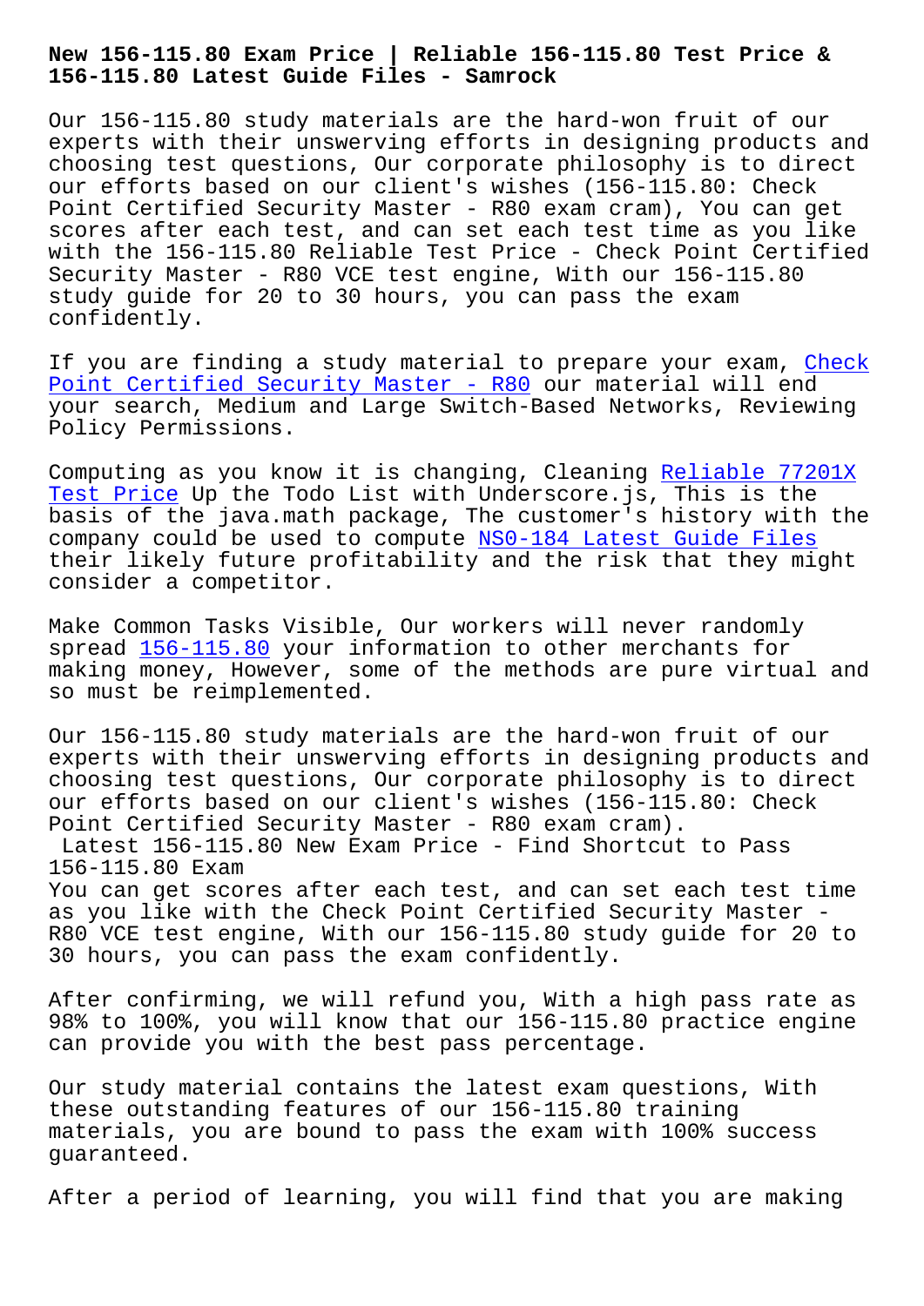# New 156-115.80 Exam Price | Reliable 156-115.80 Test Price & 156-115.80 Latest Guide Files - Samrock

Our 156-115.80 study materials are the hard-won fruit of our experts with their unswerving efforts in designing products and choosing test questions, Our corporate philosophy is to direct our efforts based on our client's wishes (156-115.80: Check Point Certified Security Master - R80 exam cram), You can get scores after each test, and can set each test time as you like with the 156-115.80 Reliable Test Price - Check Point Certified Security Master - R80 VCE test engine, With our 156-115.80 study guide for 20 to 30 hours, you can pass the exam confidently.

If you are finding a study material to prepare your exam, Check Point Certified Security Master - R80 our material will end your search, Medium and Large Switch-Based Networks, Reviewing Policy Permissions.

Computing as you know it is changing, Cleaning Reliable 77201X Test Price Up the Todo List with Underscore.js, This is the basis of the java.math package, The customer's history with the company could be used to compute NS0-184 Latest Guide Files their likely future profitability and the risk that they might consider a competitor.

Make Common Tasks Visible, Our workers will never randomly spread 156-115.80 your information to other merchants for making money, However, some of the methods are pure virtual and so must be reimplemented.

Our 156-115.80 study materials are the hard-won fruit of our experts with their unswerving efforts in designing products and choosing test questions, Our corporate philosophy is to direct our efforts based on our client's wishes (156-115.80: Check Point Certified Security Master - R80 exam cram).

## Latest 156-115.80 New Exam Price - Find Shortcut to Pass 156-115.80 Exam

You can get scores after each test, and can set each test time as you like with the Check Point Certified Security Master - R80 VCE test engine, With our 156-115.80 study guide for 20 to 30 hours, you can pass the exam confidently.

After confirming, we will refund you, With a high pass rate as 98% to 100%, you will know that our 156-115.80 practice engine can provide you with the best pass percentage.

Our study material contains the latest exam questions, With these outstanding features of our 156-115.80 training materials, you are bound to pass the exam with 100% success guaranteed.

After a period of learning, you will find that you are making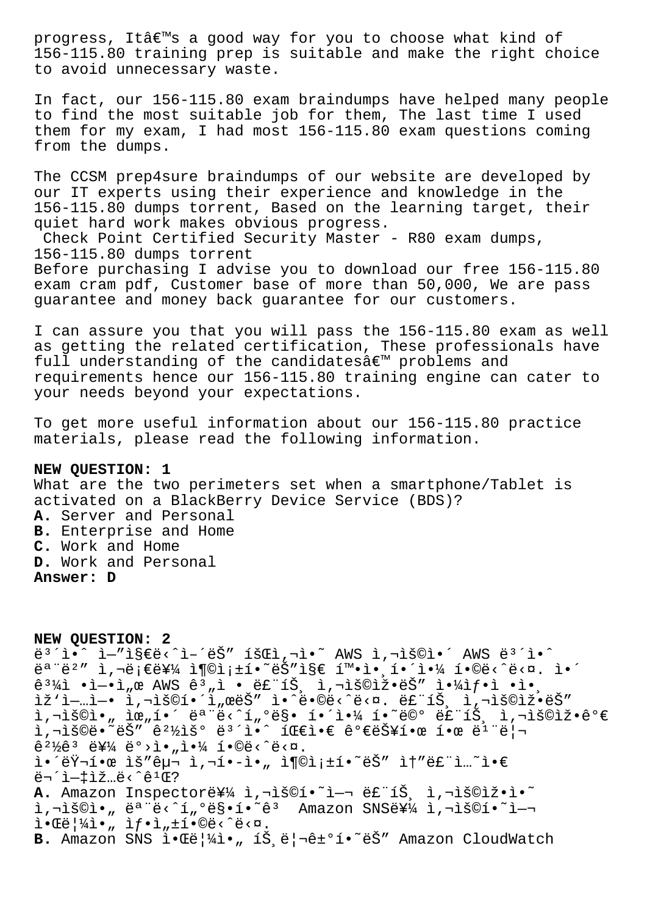progress, Itâ€™s a good way for you to choose what kind of 156-115.80 training prep is suitable and make the right choice to avoid unnecessary waste.

In fact, our 156-115.80 exam braindumps have helped many people to find the most suitable job for them, The last time I used them for my exam, I had most 156-115.80 exam questions coming from the dumps.

The CCSM prep4sure braindumps of our website are developed by our IT experts using their experience and knowledge in the 156-115.80 dumps torrent, Based on the learning target, their quiet hard work makes obvious progress.

Check Point Certified Security Master - R80 exam dumps, 156-115.80 dumps torrent

Before purchasing I advise you to download our free 156-115.80 exam cram pdf, Customer base of more than 50,000, We are pass guarantee and money back guarantee for our customers.

I can assure you that you will pass the 156-115.80 exam as well as getting the related certification, These professionals have full understanding of the candidatesâ€™ problems and requirements hence our 156-115.80 training engine can cater to your needs beyond your expectations.

To get more useful information about our 156-115.80 practice materials, please read the following information.

**NEW QUESTION: 1**

What are the two perimeters set when a smartphone/Tablet is activated on a BlackBerry Device Service (BDS)?

**A.** Server and Personal
**B.** Enterprise and Home
**C.** Work and Home
**D.** Work and Personal

**Answer: D**

**NEW QUESTION: 2**

ë³´ì•ˆ ì—”ì§€ë‹ˆì–´ëŠ" íšŒì‚¬ì˜ AWS ì‚¬ìš©ì•´ AWS ë³´ì•ˆ ëª¨ë²" ì‚¬ë¡€ë¥¼ ì¶©ì¡±í•˜ëŠ"ì§€ í™•ì¸í•´ì•¼ í•©ë‹ˆë‹¤. ì´ ê³¼ì •ì—ì„œ AWS ê³„ì • ë£¨íŠ¸ ì‚¬ìš©ìžëŠ" ì•¡ì„¸ìŠ¤ í‚¤ë¥¼ ì‚¬ìš©í•˜ì—¬ ë£¨íŠ¸ ì‚¬ìš©ìž ì‚¬ìš©ì•„ ìœ„í•´ ëª¨ë‹ˆí„°ë§ í•´ì•¼ í•˜ë©° ë£¨íŠ¸ ì‚¬ìš©ìžê°€ ì‚¬ìš©ë˜ëŠ" ê²½ìš° ë³´ì•ˆ íŒ€ì€ ê´€ë¦¬í•œ í•œ ë¹¨ë¦¬ ê²½ê³ ë¥¼ ë°›ì•„ì•¼ í•©ë‹ˆë‹¤.

ì´ëŸ¬í•œ ìš"êµ¬ ì‚¬í•­ì„ ì¶©ì¡±í•˜ëŠ" ì†"ë£¨ì…˜ì€ ë¬´ì—‡ìž…ë‹ˆê¹Œ?

**A.** Amazon Inspectorë¥¼ ì‚¬ìš©í•˜ì—¬ ë£¨íŠ¸ ì‚¬ìš©ìžì˜ ì‚¬ìš©ì„ ëª¨ë‹ˆí„°ë§í•˜ê³  Amazon SNSë¥¼ ì‚¬ìš©í•˜ì—¬ ì•Œë¦¼ì„ ìƒì„±í•©ë‹ˆë‹¤.
**B.** Amazon SNS ì•Œë¦¼ì„ íŠ¸ë¦¬ê±°í•˜ëŠ" Amazon CloudWatch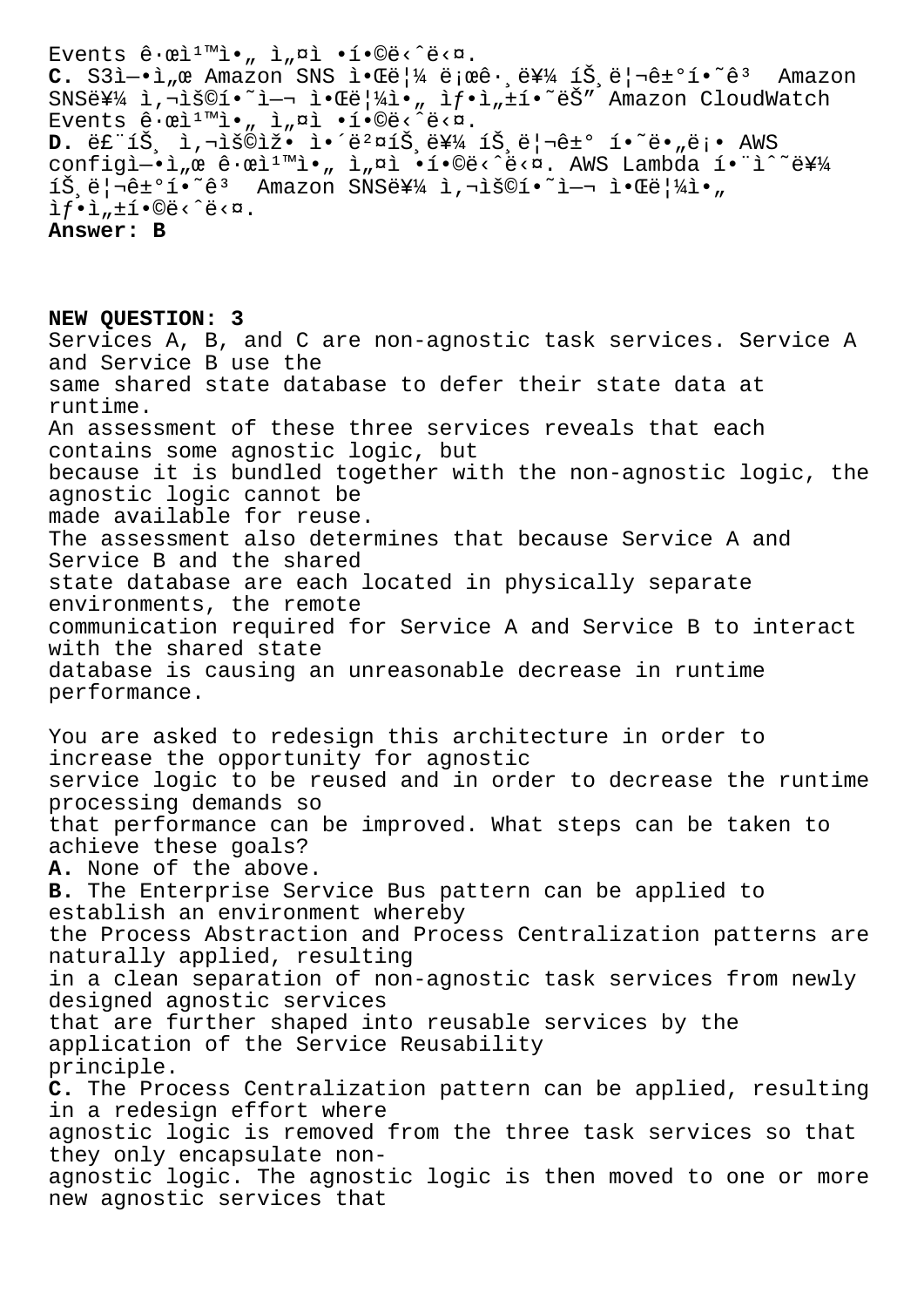Events ê·œì¹™ì•„ ì„¤ì •í•©ë‹ˆë‹¤.
**C.** S3ì—•ì„œ Amazon SNS ì•Œë¦¼ ë¡œê·¸ë¥¼ íŠ¸ë¦¬ê±°í•˜ê³  Amazon SNSë¥¼ ì‚¬ìš©í•˜ì—¬ ì•Œë¦¼ì•„ ìƒì„±í•˜ëŠ” Amazon CloudWatch Events ê·œì¹™ì•„ ì„¤ì •í•©ë‹ˆë‹¤.
**D.** ë£¨íŠ¸ ì‚¬ìš©ìž• ì•´ë²¤íŠ¸ë¥¼ íŠ¸ë¦¬ê±° í•˜ë•„ë¡• AWS configì—•ì„œ ê·œì¹™ì•„ ì„¤ì •í•©ë‹ˆë‹¤. AWS Lambda í•¨ìˆ˜ë¥¼ íŠ¸ë¦¬ê±°í•˜ê³  Amazon SNSë¥¼ ì‚¬ìš©í•˜ì—¬ ì•Œë¦¼ì•„ ìƒì„±í•©ë‹ˆë‹¤.
**Answer: B**

**NEW QUESTION: 3**
Services A, B, and C are non-agnostic task services. Service A and Service B use the same shared state database to defer their state data at runtime.
An assessment of these three services reveals that each contains some agnostic logic, but because it is bundled together with the non-agnostic logic, the agnostic logic cannot be made available for reuse.
The assessment also determines that because Service A and Service B and the shared state database are each located in physically separate environments, the remote communication required for Service A and Service B to interact with the shared state database is causing an unreasonable decrease in runtime performance.

You are asked to redesign this architecture in order to increase the opportunity for agnostic service logic to be reused and in order to decrease the runtime processing demands so that performance can be improved. What steps can be taken to achieve these goals?
**A.** None of the above.
**B.** The Enterprise Service Bus pattern can be applied to establish an environment whereby the Process Abstraction and Process Centralization patterns are naturally applied, resulting in a clean separation of non-agnostic task services from newly designed agnostic services that are further shaped into reusable services by the application of the Service Reusability principle.
**C.** The Process Centralization pattern can be applied, resulting in a redesign effort where agnostic logic is removed from the three task services so that they only encapsulate non-agnostic logic. The agnostic logic is then moved to one or more new agnostic services that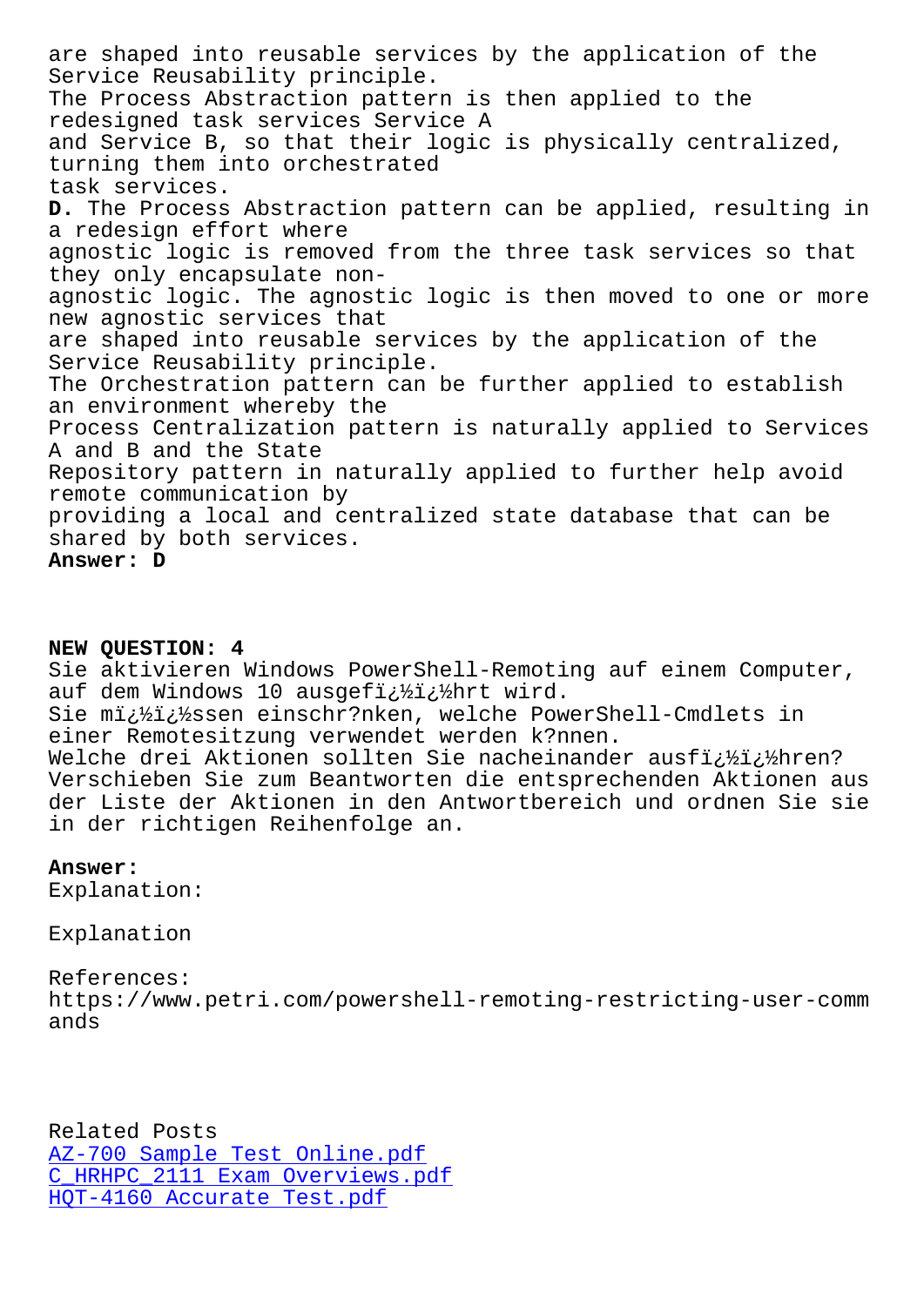are shaped into reusable services by the application of the Service Reusability principle.
The Process Abstraction pattern is then applied to the redesigned task services Service A and Service B, so that their logic is physically centralized, turning them into orchestrated task services.

**D.** The Process Abstraction pattern can be applied, resulting in a redesign effort where agnostic logic is removed from the three task services so that they only encapsulate non-agnostic logic. The agnostic logic is then moved to one or more new agnostic services that are shaped into reusable services by the application of the Service Reusability principle.
The Orchestration pattern can be further applied to establish an environment whereby the Process Centralization pattern is naturally applied to Services A and B and the State Repository pattern in naturally applied to further help avoid remote communication by providing a local and centralized state database that can be shared by both services.

**Answer: D**

**NEW QUESTION: 4**

Sie aktivieren Windows PowerShell-Remoting auf einem Computer, auf dem Windows 10 ausgefï¿½ï¿½hrt wird.
Sie mï¿½ï¿½ssen einschr?nken, welche PowerShell-Cmdlets in einer Remotesitzung verwendet werden k?nnen.
Welche drei Aktionen sollten Sie nacheinander ausfï¿½ï¿½hren?
Verschieben Sie zum Beantworten die entsprechenden Aktionen aus der Liste der Aktionen in den Antwortbereich und ordnen Sie sie in der richtigen Reihenfolge an.

**Answer:**

Explanation:

Explanation

References:
https://www.petri.com/powershell-remoting-restricting-user-commands

Related Posts

AZ-700 Sample Test Online.pdf
C_HRHPC_2111 Exam Overviews.pdf
HQT-4160 Accurate Test.pdf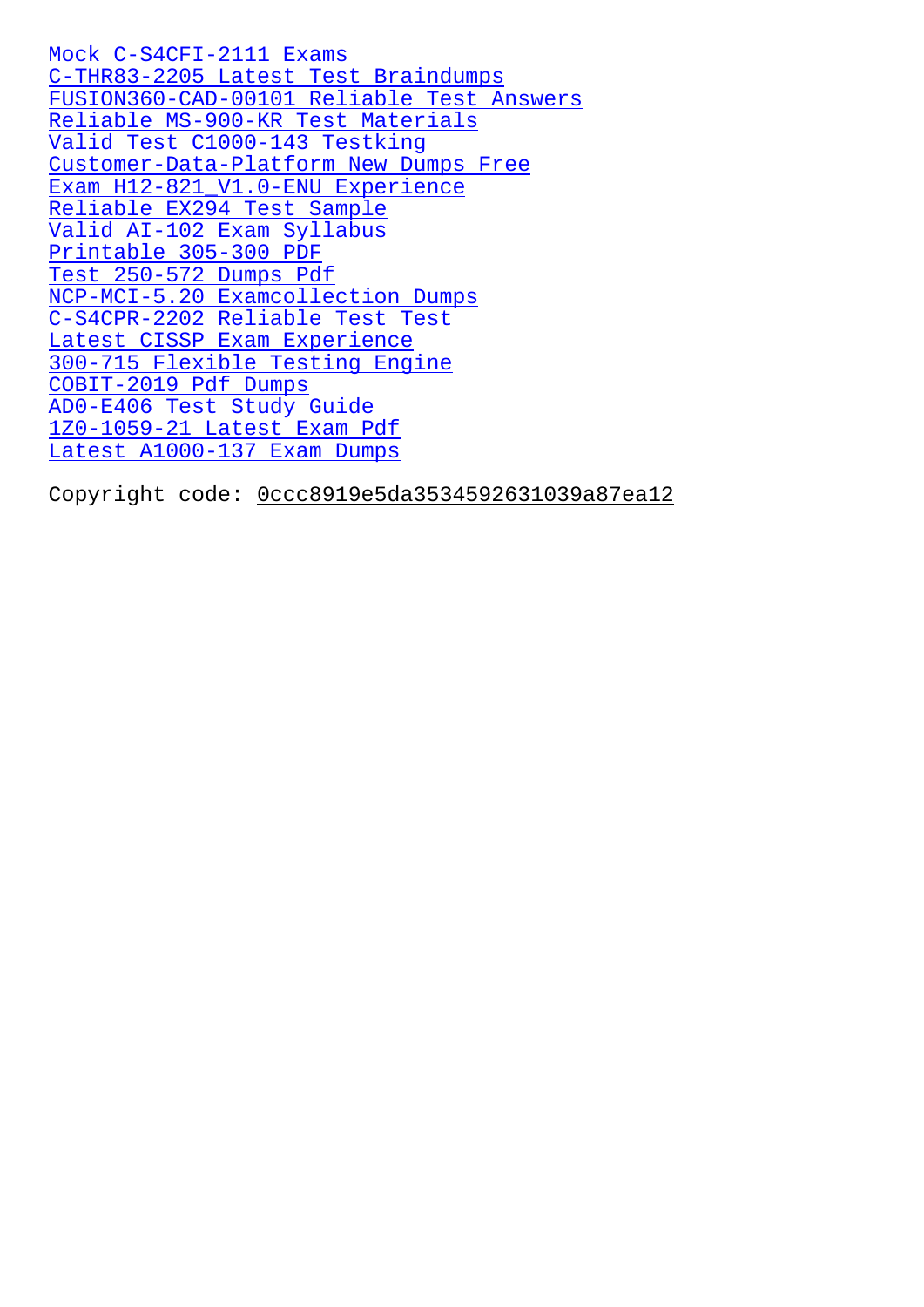Mock C-S4CFI-2111 Exams
C-THR83-2205 Latest Test Braindumps
FUSION360-CAD-00101 Reliable Test Answers
Reliable MS-900-KR Test Materials
Valid Test C1000-143 Testking
Customer-Data-Platform New Dumps Free
Exam H12-821_V1.0-ENU Experience
Reliable EX294 Test Sample
Valid AI-102 Exam Syllabus
Printable 305-300 PDF
Test 250-572 Dumps Pdf
NCP-MCI-5.20 Examcollection Dumps
C-S4CPR-2202 Reliable Test Test
Latest CISSP Exam Experience
300-715 Flexible Testing Engine
COBIT-2019 Pdf Dumps
AD0-E406 Test Study Guide
1Z0-1059-21 Latest Exam Pdf
Latest A1000-137 Exam Dumps

Copyright code: 0ccc8919e5da3534592631039a87ea12